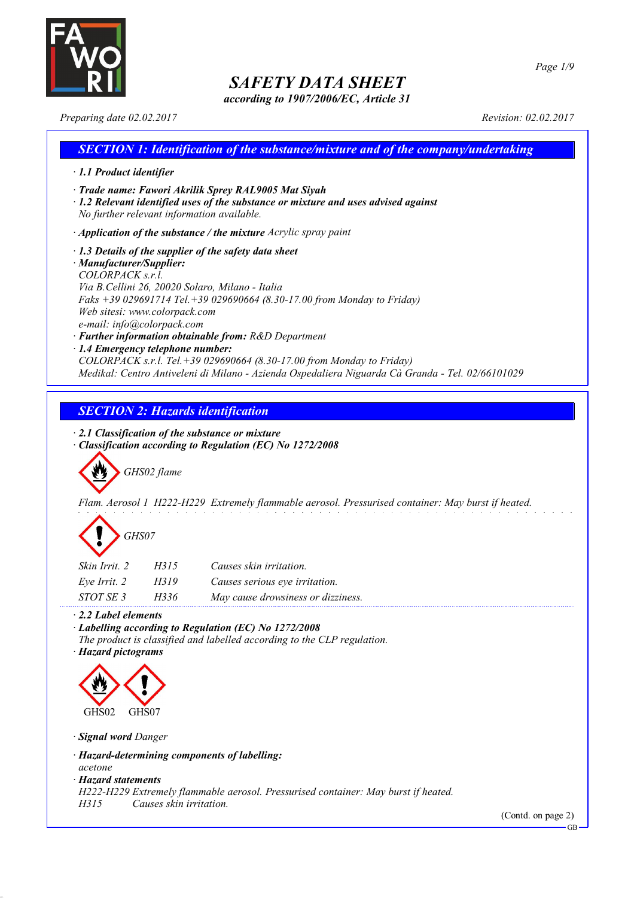# SAFETY DATA SHEET

*according to 1907/2006/EC, Article 31*

*Preparing date 02.02.2017* *Revision: 02.02.2017*

## SECTION 1: Identification of the substance/mixture and of the company/undertaking

· **1.1 Product identifier**

· **Trade name: Fawori Akrilik Sprey RAL9005 Mat Siyah**

· **1.2 Relevant identified uses of the substance or mixture and uses advised against**
No further relevant information available.

· **Application of the substance / the mixture** Acrylic spray paint

· **1.3 Details of the supplier of the safety data sheet**

· **Manufacturer/Supplier:**
COLORPACK s.r.l.
Via B.Cellini 26, 20020 Solaro, Milano - Italia
Faks +39 029691714 Tel.+39 029690664 (8.30-17.00 from Monday to Friday)
Web sitesi: www.colorpack.com
e-mail: info@colorpack.com

· **Further information obtainable from:** R&D Department

· **1.4 Emergency telephone number:**
COLORPACK s.r.l. Tel.+39 029690664 (8.30-17.00 from Monday to Friday)
Medikal: Centro Antiveleni di Milano - Azienda Ospedaliera Niguarda Cà Granda - Tel. 02/66101029

## SECTION 2: Hazards identification

· **2.1 Classification of the substance or mixture**

· **Classification according to Regulation (EC) No 1272/2008**

GHS02 flame

Flam. Aerosol 1 H222-H229 Extremely flammable aerosol. Pressurised container: May burst if heated.

GHS07

| | | |
|---|---|---|
| Skin Irrit. 2 | H315 | Causes skin irritation. |
| Eye Irrit. 2 | H319 | Causes serious eye irritation. |
| STOT SE 3 | H336 | May cause drowsiness or dizziness. |

· **2.2 Label elements**

· **Labelling according to Regulation (EC) No 1272/2008**
The product is classified and labelled according to the CLP regulation.

· **Hazard pictograms**

GHS02 GHS07

· **Signal word** Danger

· **Hazard-determining components of labelling:**
acetone

· **Hazard statements**
H222-H229 Extremely flammable aerosol. Pressurised container: May burst if heated.
H315 Causes skin irritation.

(Contd. on page 2)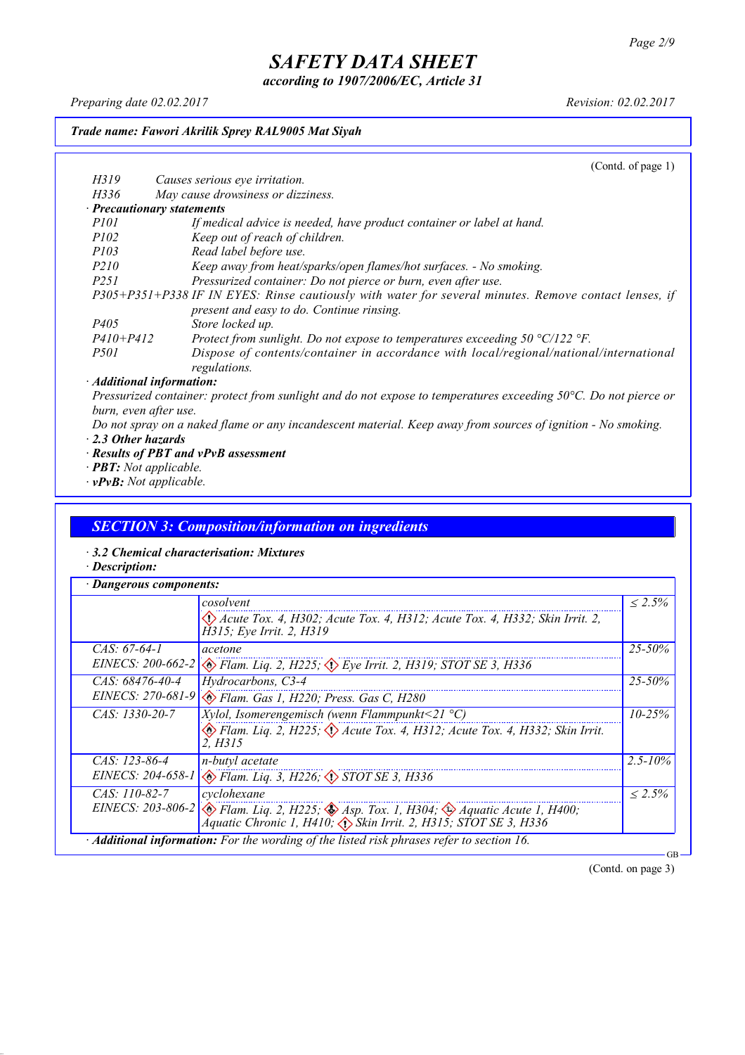**Trade name: Fawori Akrilik Sprey RAL9005 Mat Siyah**

(Contd. of page 1)

| | |
|---|---|
| H319 | Causes serious eye irritation. |
| H336 | May cause drowsiness or dizziness. |

· **Precautionary statements**

| | |
|---|---|
| P101 | If medical advice is needed, have product container or label at hand. |
| P102 | Keep out of reach of children. |
| P103 | Read label before use. |
| P210 | Keep away from heat/sparks/open flames/hot surfaces. - No smoking. |
| P251 | Pressurized container: Do not pierce or burn, even after use. |
| P305+P351+P338 | IF IN EYES: Rinse cautiously with water for several minutes. Remove contact lenses, if present and easy to do. Continue rinsing. |
| P405 | Store locked up. |
| P410+P412 | Protect from sunlight. Do not expose to temperatures exceeding 50 °C/122 °F. |
| P501 | Dispose of contents/container in accordance with local/regional/national/international regulations. |

· **Additional information:**

Pressurized container: protect from sunlight and do not expose to temperatures exceeding 50°C. Do not pierce or burn, even after use.

Do not spray on a naked flame or any incandescent material. Keep away from sources of ignition - No smoking.

· **2.3 Other hazards**

· **Results of PBT and vPvB assessment**

· **PBT:** Not applicable.

· **vPvB:** Not applicable.

## SECTION 3: Composition/information on ingredients

· **3.2 Chemical characterisation: Mixtures**

· **Description:**

· **Dangerous components:**

| Identifiers | Component / Classification | Concentration |
|---|---|---|
| | cosolvent<br>Acute Tox. 4, H302; Acute Tox. 4, H312; Acute Tox. 4, H332; Skin Irrit. 2, H315; Eye Irrit. 2, H319 | ≤ 2.5% |
| CAS: 67-64-1<br>EINECS: 200-662-2 | acetone<br>Flam. Liq. 2, H225; Eye Irrit. 2, H319; STOT SE 3, H336 | 25-50% |
| CAS: 68476-40-4<br>EINECS: 270-681-9 | Hydrocarbons, C3-4<br>Flam. Gas 1, H220; Press. Gas C, H280 | 25-50% |
| CAS: 1330-20-7 | Xylol, Isomerengemisch (wenn Flammpunkt<21 °C)<br>Flam. Liq. 2, H225; Acute Tox. 4, H312; Acute Tox. 4, H332; Skin Irrit. 2, H315 | 10-25% |
| CAS: 123-86-4<br>EINECS: 204-658-1 | n-butyl acetate<br>Flam. Liq. 3, H226; STOT SE 3, H336 | 2.5-10% |
| CAS: 110-82-7<br>EINECS: 203-806-2 | cyclohexane<br>Flam. Liq. 2, H225; Asp. Tox. 1, H304; Aquatic Acute 1, H400; Aquatic Chronic 1, H410; Skin Irrit. 2, H315; STOT SE 3, H336 | ≤ 2.5% |

· **Additional information:** For the wording of the listed risk phrases refer to section 16.

(Contd. on page 3)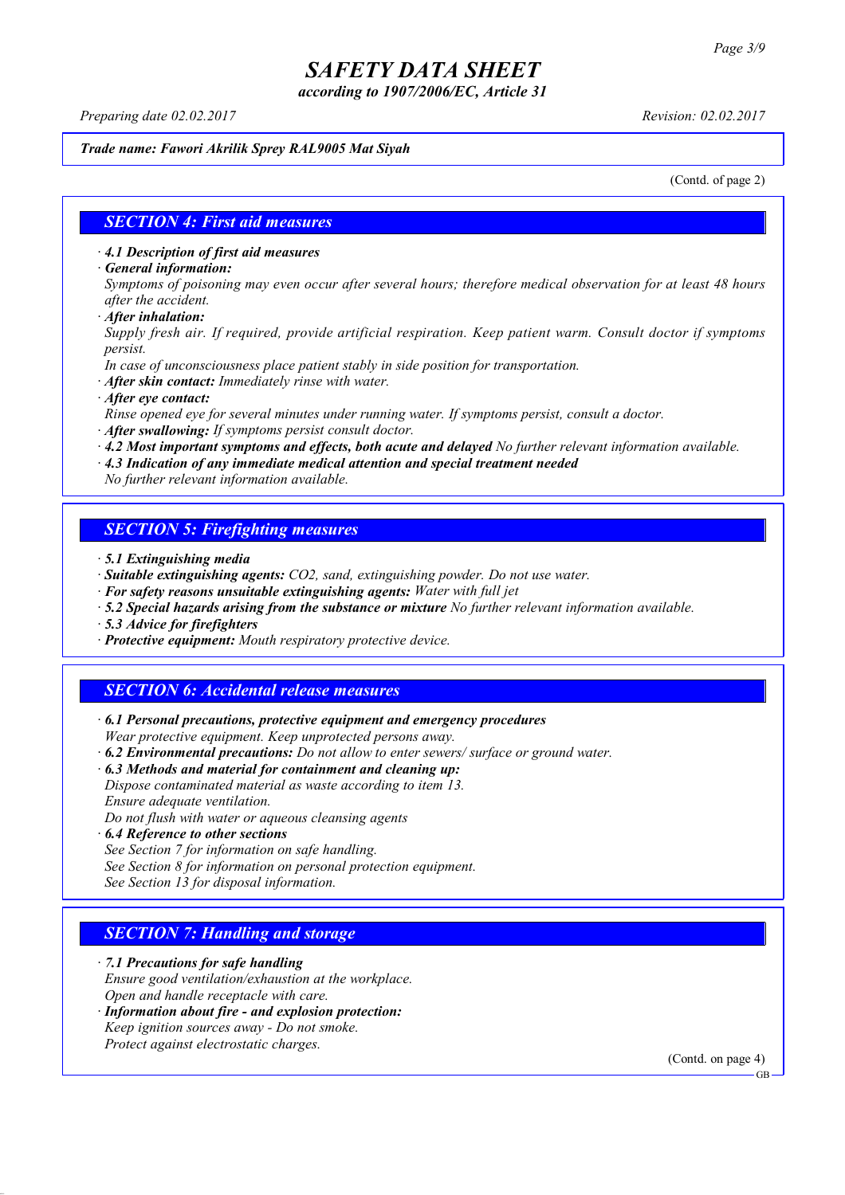# SAFETY DATA SHEET

*according to 1907/2006/EC, Article 31*

*Preparing date 02.02.2017* *Revision: 02.02.2017*

***Trade name: Fawori Akrilik Sprey RAL9005 Mat Siyah***

(Contd. of page 2)

## *SECTION 4: First aid measures*

· ***4.1 Description of first aid measures***

· ***General information:***

*Symptoms of poisoning may even occur after several hours; therefore medical observation for at least 48 hours after the accident.*

· ***After inhalation:***

*Supply fresh air. If required, provide artificial respiration. Keep patient warm. Consult doctor if symptoms persist.*

*In case of unconsciousness place patient stably in side position for transportation.*

· ***After skin contact:*** *Immediately rinse with water.*

· ***After eye contact:***

*Rinse opened eye for several minutes under running water. If symptoms persist, consult a doctor.*

· ***After swallowing:*** *If symptoms persist consult doctor.*

· ***4.2 Most important symptoms and effects, both acute and delayed*** *No further relevant information available.*

· ***4.3 Indication of any immediate medical attention and special treatment needed***

*No further relevant information available.*

## *SECTION 5: Firefighting measures*

· ***5.1 Extinguishing media***

· ***Suitable extinguishing agents:*** *$CO_2$, sand, extinguishing powder. Do not use water.*

· ***For safety reasons unsuitable extinguishing agents:*** *Water with full jet*

· ***5.2 Special hazards arising from the substance or mixture*** *No further relevant information available.*

· ***5.3 Advice for firefighters***

· ***Protective equipment:*** *Mouth respiratory protective device.*

## *SECTION 6: Accidental release measures*

· ***6.1 Personal precautions, protective equipment and emergency procedures***

*Wear protective equipment. Keep unprotected persons away.*

· ***6.2 Environmental precautions:*** *Do not allow to enter sewers/ surface or ground water.*

· ***6.3 Methods and material for containment and cleaning up:***

*Dispose contaminated material as waste according to item 13.*

*Ensure adequate ventilation.*

*Do not flush with water or aqueous cleansing agents*

· ***6.4 Reference to other sections***

*See Section 7 for information on safe handling.*

*See Section 8 for information on personal protection equipment.*

*See Section 13 for disposal information.*

## *SECTION 7: Handling and storage*

· ***7.1 Precautions for safe handling***

*Ensure good ventilation/exhaustion at the workplace.*

*Open and handle receptacle with care.*

· ***Information about fire - and explosion protection:***

*Keep ignition sources away - Do not smoke.*

*Protect against electrostatic charges.*

(Contd. on page 4)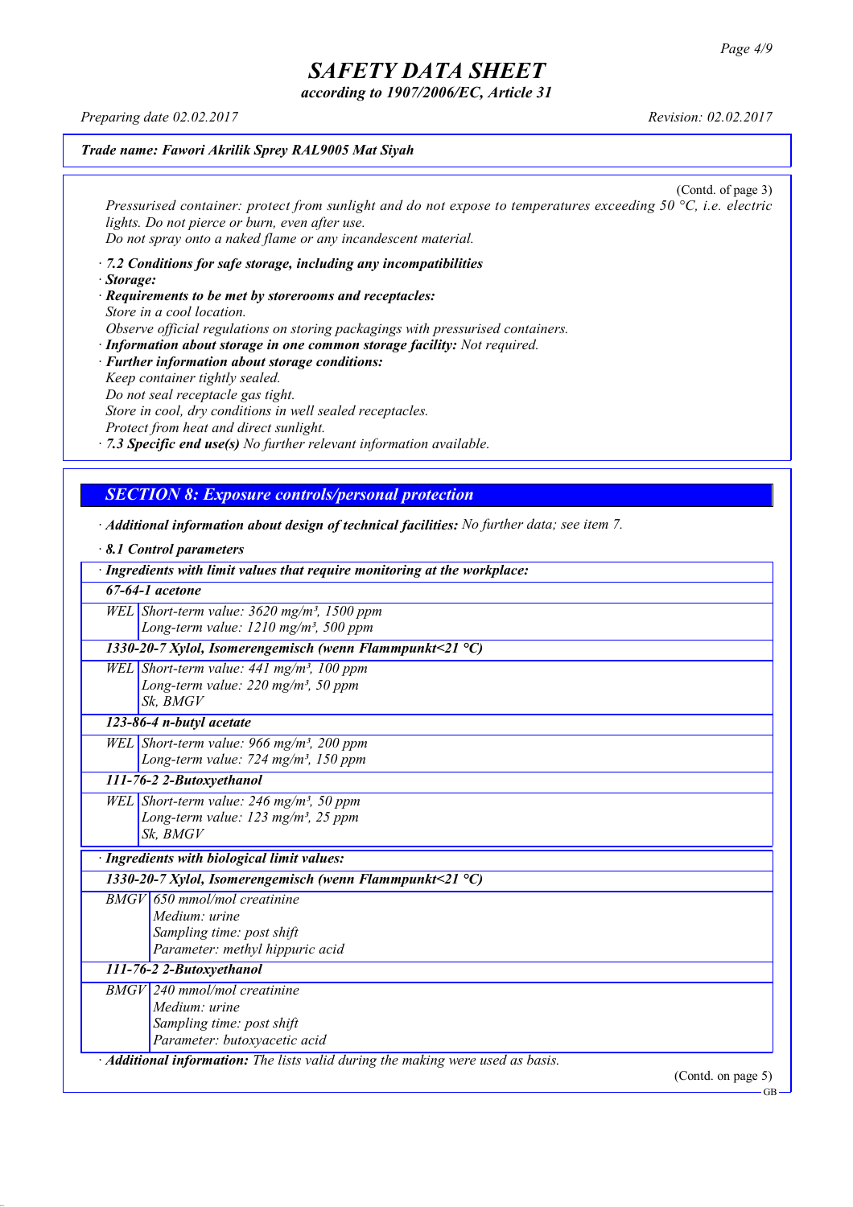*Trade name: Fawori Akrilik Sprey RAL9005 Mat Siyah*

(Contd. of page 3)

*Pressurised container: protect from sunlight and do not expose to temperatures exceeding 50 °C, i.e. electric lights. Do not pierce or burn, even after use.*
*Do not spray onto a naked flame or any incandescent material.*

· ***7.2 Conditions for safe storage, including any incompatibilities***
· ***Storage:***
· ***Requirements to be met by storerooms and receptacles:***
*Store in a cool location.*
*Observe official regulations on storing packagings with pressurised containers.*
· ***Information about storage in one common storage facility:*** *Not required.*
· ***Further information about storage conditions:***
*Keep container tightly sealed.*
*Do not seal receptacle gas tight.*
*Store in cool, dry conditions in well sealed receptacles.*
*Protect from heat and direct sunlight.*
· ***7.3 Specific end use(s)*** *No further relevant information available.*

## *SECTION 8: Exposure controls/personal protection*

· ***Additional information about design of technical facilities:*** *No further data; see item 7.*

· ***8.1 Control parameters***

| · ***Ingredients with limit values that require monitoring at the workplace:*** | |
|---|---|
| ***67-64-1 acetone*** | |
| WEL | Short-term value: 3620 mg/m³, 1500 ppm<br>Long-term value: 1210 mg/m³, 500 ppm |
| ***1330-20-7 Xylol, Isomerengemisch (wenn Flammpunkt<21 °C)*** | |
| WEL | Short-term value: 441 mg/m³, 100 ppm<br>Long-term value: 220 mg/m³, 50 ppm<br>Sk, BMGV |
| ***123-86-4 n-butyl acetate*** | |
| WEL | Short-term value: 966 mg/m³, 200 ppm<br>Long-term value: 724 mg/m³, 150 ppm |
| ***111-76-2 2-Butoxyethanol*** | |
| WEL | Short-term value: 246 mg/m³, 50 ppm<br>Long-term value: 123 mg/m³, 25 ppm<br>Sk, BMGV |

| · ***Ingredients with biological limit values:*** | |
|---|---|
| ***1330-20-7 Xylol, Isomerengemisch (wenn Flammpunkt<21 °C)*** | |
| BMGV | 650 mmol/mol creatinine<br>Medium: urine<br>Sampling time: post shift<br>Parameter: methyl hippuric acid |
| ***111-76-2 2-Butoxyethanol*** | |
| BMGV | 240 mmol/mol creatinine<br>Medium: urine<br>Sampling time: post shift<br>Parameter: butoxyacetic acid |

· ***Additional information:*** *The lists valid during the making were used as basis.*

(Contd. on page 5)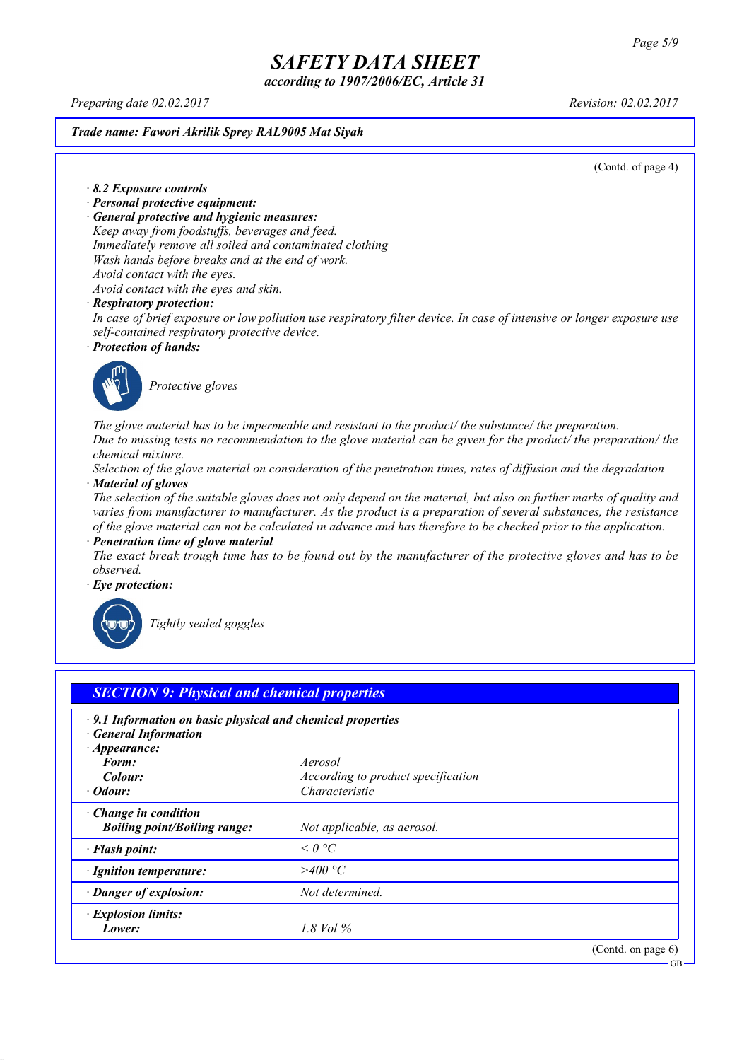**Trade name: Fawori Akrilik Sprey RAL9005 Mat Siyah**

(Contd. of page 4)

· **8.2 Exposure controls**
· **Personal protective equipment:**
· **General protective and hygienic measures:**
Keep away from foodstuffs, beverages and feed.
Immediately remove all soiled and contaminated clothing
Wash hands before breaks and at the end of work.
Avoid contact with the eyes.
Avoid contact with the eyes and skin.
· **Respiratory protection:**
In case of brief exposure or low pollution use respiratory filter device. In case of intensive or longer exposure use self-contained respiratory protective device.
· **Protection of hands:**

Protective gloves

The glove material has to be impermeable and resistant to the product/ the substance/ the preparation.
Due to missing tests no recommendation to the glove material can be given for the product/ the preparation/ the chemical mixture.
Selection of the glove material on consideration of the penetration times, rates of diffusion and the degradation
· **Material of gloves**
The selection of the suitable gloves does not only depend on the material, but also on further marks of quality and varies from manufacturer to manufacturer. As the product is a preparation of several substances, the resistance of the glove material can not be calculated in advance and has therefore to be checked prior to the application.
· **Penetration time of glove material**
The exact break trough time has to be found out by the manufacturer of the protective gloves and has to be observed.
· **Eye protection:**

Tightly sealed goggles

## SECTION 9: Physical and chemical properties

· **9.1 Information on basic physical and chemical properties**
· **General Information**

| | |
|---|---|
| · **Appearance:** | |
| **Form:** | Aerosol |
| **Colour:** | According to product specification |
| · **Odour:** | Characteristic |
| · **Change in condition** | |
| **Boiling point/Boiling range:** | Not applicable, as aerosol. |
| · **Flash point:** | < 0 °C |
| · **Ignition temperature:** | >400 °C |
| · **Danger of explosion:** | Not determined. |
| · **Explosion limits:** | |
| **Lower:** | 1.8 Vol % |

(Contd. on page 6)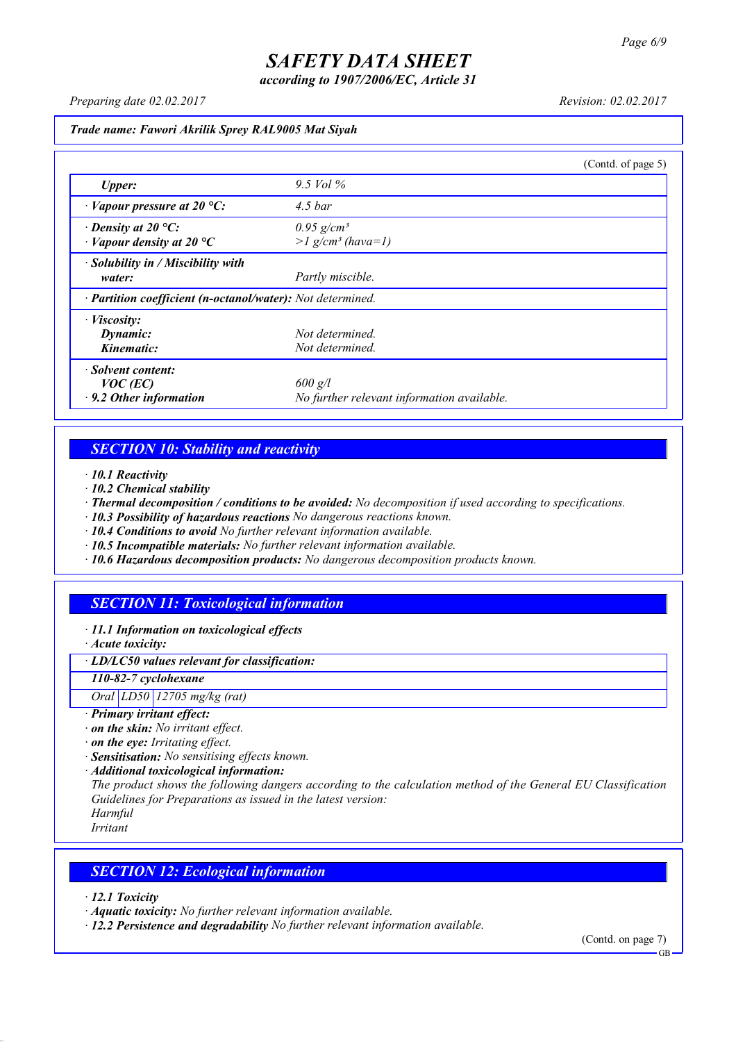Trade name: Fawori Akrilik Sprey RAL9005 Mat Siyah

(Contd. of page 5)

| | |
|---|---|
| *Upper:* | *9.5 Vol %* |
| **· Vapour pressure at 20 °C:** | *4.5 bar* |
| **· Density at 20 °C:** | *0.95 g/cm³* |
| **· Vapour density at 20 °C** | *>1 g/cm³ (hava=1)* |
| **· Solubility in / Miscibility with water:** | *Partly miscible.* |
| **· Partition coefficient (n-octanol/water):** | *Not determined.* |
| **· Viscosity:** | |
| **Dynamic:** | *Not determined.* |
| **Kinematic:** | *Not determined.* |
| **· Solvent content:** | |
| **VOC (EC)** | *600 g/l* |
| **· 9.2 Other information** | *No further relevant information available.* |

## SECTION 10: Stability and reactivity

- **10.1 Reactivity**
- **10.2 Chemical stability**
- **Thermal decomposition / conditions to be avoided:** No decomposition if used according to specifications.
- **10.3 Possibility of hazardous reactions** No dangerous reactions known.
- **10.4 Conditions to avoid** No further relevant information available.
- **10.5 Incompatible materials:** No further relevant information available.
- **10.6 Hazardous decomposition products:** No dangerous decomposition products known.

## SECTION 11: Toxicological information

- **11.1 Information on toxicological effects**
- **Acute toxicity:**

| **· LD/LC50 values relevant for classification:** | | |
|---|---|---|
| **110-82-7 cyclohexane** | | |
| Oral | LD50 | 12705 mg/kg (rat) |

- **Primary irritant effect:**
- **on the skin:** No irritant effect.
- **on the eye:** Irritating effect.
- **Sensitisation:** No sensitising effects known.
- **Additional toxicological information:**

The product shows the following dangers according to the calculation method of the General EU Classification Guidelines for Preparations as issued in the latest version:

Harmful

Irritant

## SECTION 12: Ecological information

- **12.1 Toxicity**
- **Aquatic toxicity:** No further relevant information available.
- **12.2 Persistence and degradability** No further relevant information available.

(Contd. on page 7)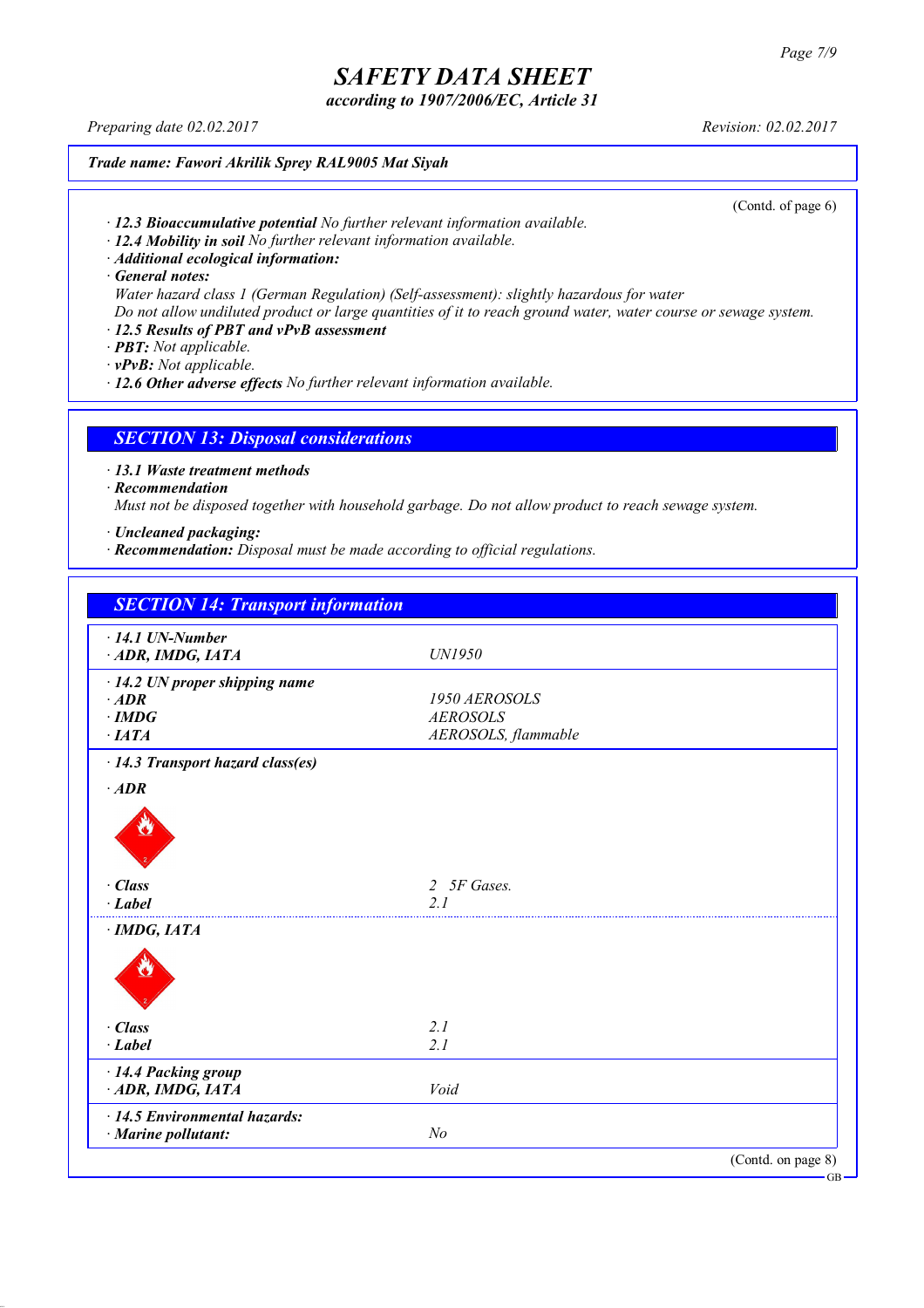**Trade name: Fawori Akrilik Sprey RAL9005 Mat Siyah**

(Contd. of page 6)

- **12.3 Bioaccumulative potential** No further relevant information available.
- **12.4 Mobility in soil** No further relevant information available.
- **Additional ecological information:**
- **General notes:**
  Water hazard class 1 (German Regulation) (Self-assessment): slightly hazardous for water
  Do not allow undiluted product or large quantities of it to reach ground water, water course or sewage system.
- **12.5 Results of PBT and vPvB assessment**
- **PBT:** Not applicable.
- **vPvB:** Not applicable.
- **12.6 Other adverse effects** No further relevant information available.

## SECTION 13: Disposal considerations

- **13.1 Waste treatment methods**
- **Recommendation**
  Must not be disposed together with household garbage. Do not allow product to reach sewage system.

- **Uncleaned packaging:**
- **Recommendation:** Disposal must be made according to official regulations.

## SECTION 14: Transport information

| | |
|---|---|
| **· 14.1 UN-Number** | |
| **· ADR, IMDG, IATA** | UN1950 |
| **· 14.2 UN proper shipping name** | |
| **· ADR** | 1950 AEROSOLS |
| **· IMDG** | AEROSOLS |
| **· IATA** | AEROSOLS, flammable |
| **· 14.3 Transport hazard class(es)** | |
| **· ADR** | |
| **· Class** | 2 5F Gases. |
| **· Label** | 2.1 |
| **· IMDG, IATA** | |
| **· Class** | 2.1 |
| **· Label** | 2.1 |
| **· 14.4 Packing group** | |
| **· ADR, IMDG, IATA** | Void |
| **· 14.5 Environmental hazards:** | |
| **· Marine pollutant:** | No |

(Contd. on page 8)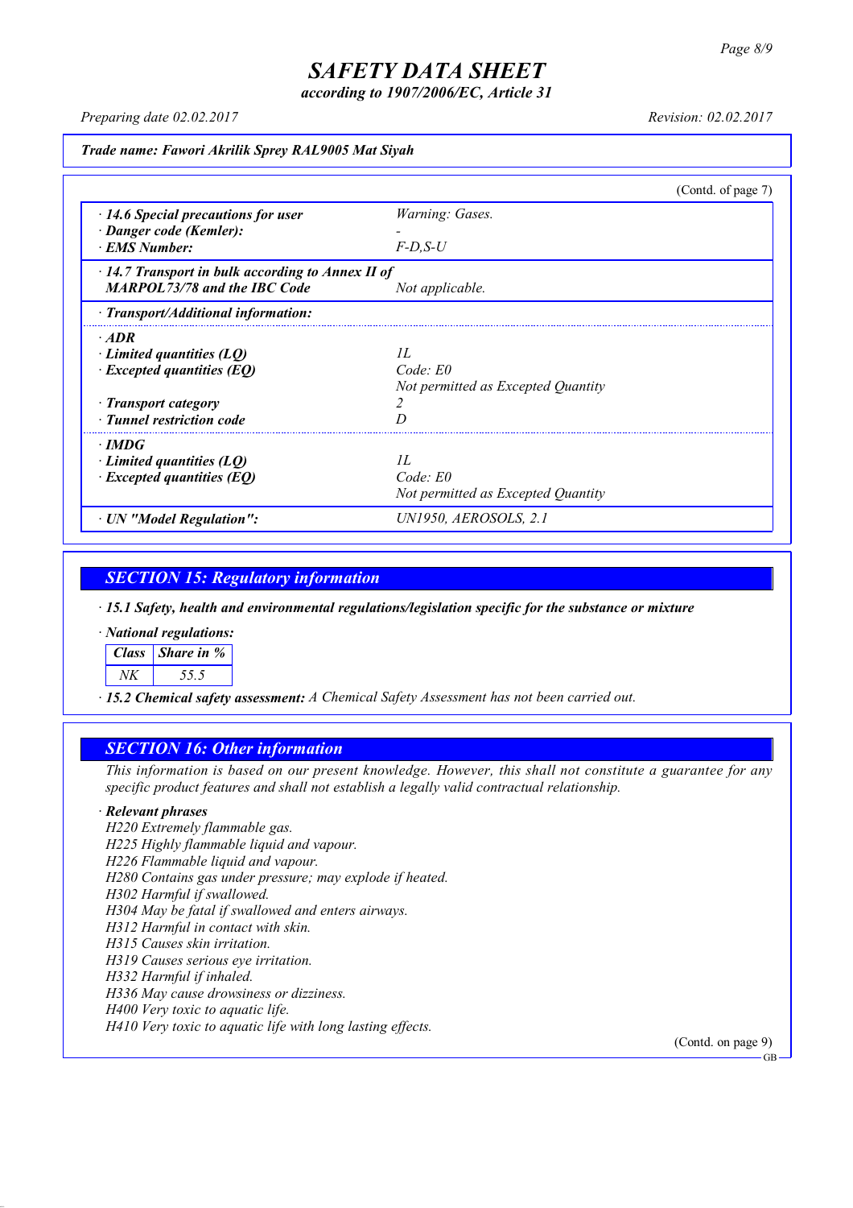*Trade name: Fawori Akrilik Sprey RAL9005 Mat Siyah*

(Contd. of page 7)

| | |
|---|---|
| · **14.6 Special precautions for user** | *Warning: Gases.* |
| · **Danger code (Kemler):** | - |
| · **EMS Number:** | *F-D,S-U* |
| · **14.7 Transport in bulk according to Annex II of MARPOL73/78 and the IBC Code** | *Not applicable.* |

· **Transport/Additional information:**

| | |
|---|---|
| · **ADR** | |
| · **Limited quantities (LQ)** | *1L* |
| · **Excepted quantities (EQ)** | *Code: E0*<br>*Not permitted as Excepted Quantity* |
| · **Transport category** | *2* |
| · **Tunnel restriction code** | *D* |
| · **IMDG** | |
| · **Limited quantities (LQ)** | *1L* |
| · **Excepted quantities (EQ)** | *Code: E0*<br>*Not permitted as Excepted Quantity* |
| · **UN "Model Regulation":** | *UN1950, AEROSOLS, 2.1* |

## SECTION 15: Regulatory information

· **15.1 Safety, health and environmental regulations/legislation specific for the substance or mixture**

· **National regulations:**

| Class | Share in % |
|---|---|
| NK | 55.5 |

· **15.2 Chemical safety assessment:** *A Chemical Safety Assessment has not been carried out.*

## SECTION 16: Other information

*This information is based on our present knowledge. However, this shall not constitute a guarantee for any specific product features and shall not establish a legally valid contractual relationship.*

· **Relevant phrases**

*H220 Extremely flammable gas.*
*H225 Highly flammable liquid and vapour.*
*H226 Flammable liquid and vapour.*
*H280 Contains gas under pressure; may explode if heated.*
*H302 Harmful if swallowed.*
*H304 May be fatal if swallowed and enters airways.*
*H312 Harmful in contact with skin.*
*H315 Causes skin irritation.*
*H319 Causes serious eye irritation.*
*H332 Harmful if inhaled.*
*H336 May cause drowsiness or dizziness.*
*H400 Very toxic to aquatic life.*
*H410 Very toxic to aquatic life with long lasting effects.*

(Contd. on page 9)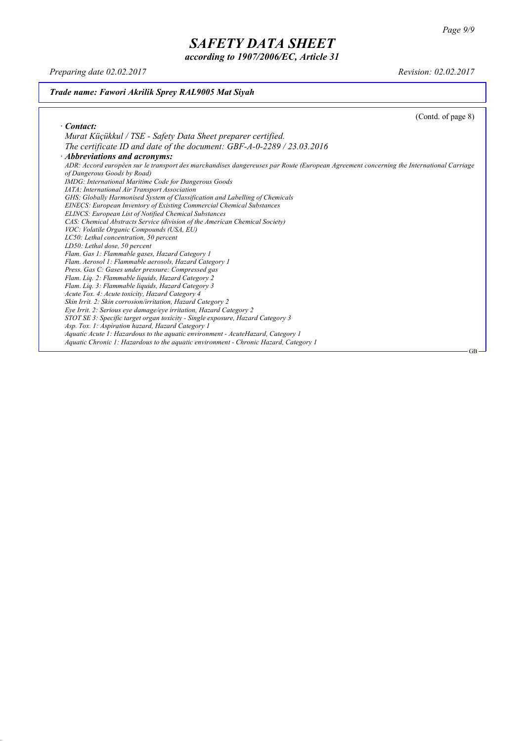(Contd. of page 8)

· **Contact:**

*Murat Küçükkul / TSE - Safety Data Sheet preparer certified.*

*The certificate ID and date of the document: GBF-A-0-2289 / 23.03.2016*

· **Abbreviations and acronyms:**

*ADR: Accord européen sur le transport des marchandises dangereuses par Route (European Agreement concerning the International Carriage of Dangerous Goods by Road)*
*IMDG: International Maritime Code for Dangerous Goods*
*IATA: International Air Transport Association*
*GHS: Globally Harmonised System of Classification and Labelling of Chemicals*
*EINECS: European Inventory of Existing Commercial Chemical Substances*
*ELINCS: European List of Notified Chemical Substances*
*CAS: Chemical Abstracts Service (division of the American Chemical Society)*
*VOC: Volatile Organic Compounds (USA, EU)*
*LC50: Lethal concentration, 50 percent*
*LD50: Lethal dose, 50 percent*
*Flam. Gas 1: Flammable gases, Hazard Category 1*
*Flam. Aerosol 1: Flammable aerosols, Hazard Category 1*
*Press. Gas C: Gases under pressure: Compressed gas*
*Flam. Liq. 2: Flammable liquids, Hazard Category 2*
*Flam. Liq. 3: Flammable liquids, Hazard Category 3*
*Acute Tox. 4: Acute toxicity, Hazard Category 4*
*Skin Irrit. 2: Skin corrosion/irritation, Hazard Category 2*
*Eye Irrit. 2: Serious eye damage/eye irritation, Hazard Category 2*
*STOT SE 3: Specific target organ toxicity - Single exposure, Hazard Category 3*
*Asp. Tox. 1: Aspiration hazard, Hazard Category 1*
*Aquatic Acute 1: Hazardous to the aquatic environment - AcuteHazard, Category 1*
*Aquatic Chronic 1: Hazardous to the aquatic environment - Chronic Hazard, Category 1*